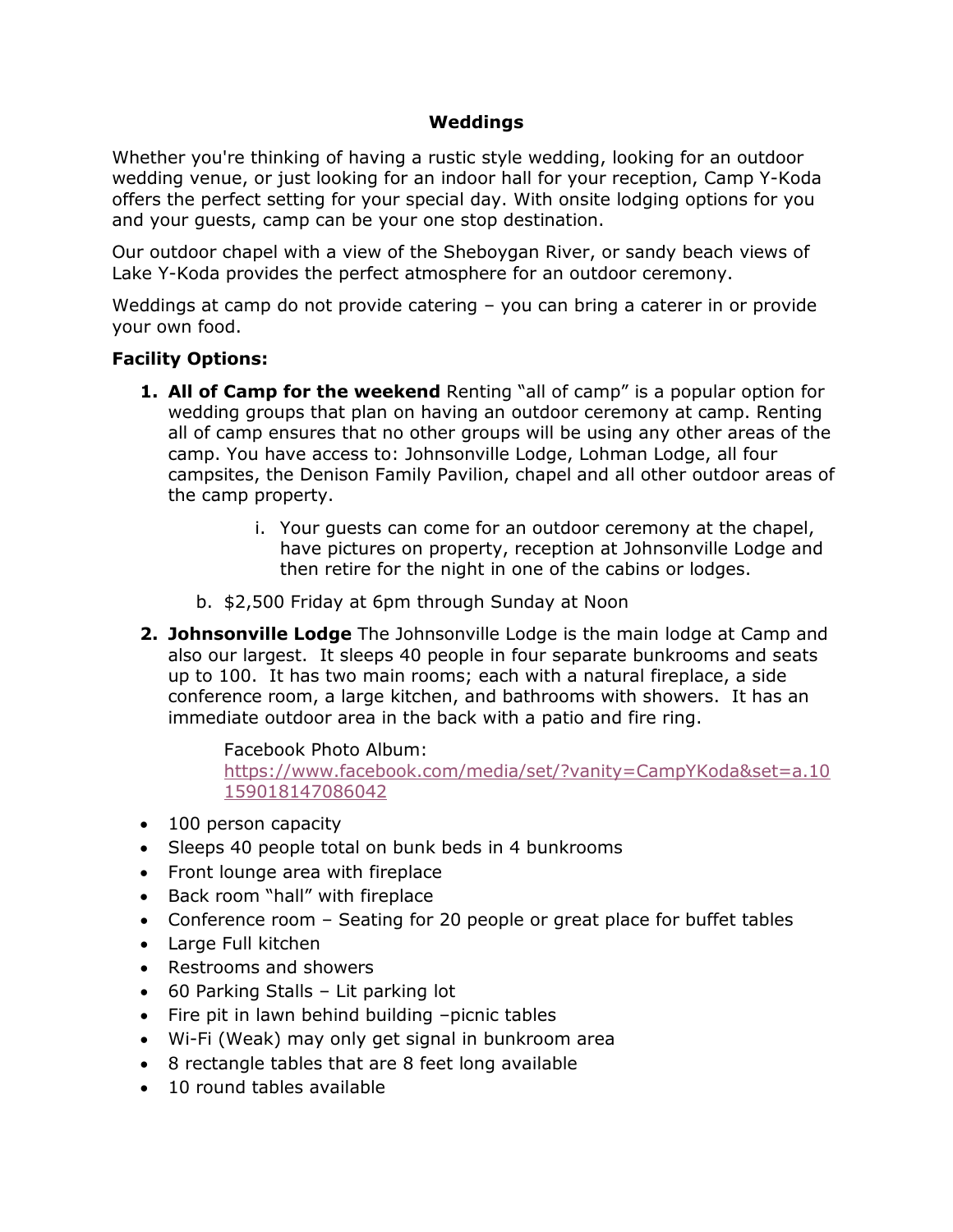# Weddings

Whether you're thinking of having a rustic style wedding, looking for an outdoor wedding venue, or just looking for an indoor hall for your reception, Camp Y-Koda offers the perfect setting for your special day. With onsite lodging options for you and your guests, camp can be your one stop destination.

Our outdoor chapel with a view of the Sheboygan River, or sandy beach views of Lake Y-Koda provides the perfect atmosphere for an outdoor ceremony.

Weddings at camp do not provide catering – you can bring a caterer in or provide your own food.

**Facility Options:**

1. **All of Camp for the weekend** Renting "all of camp" is a popular option for wedding groups that plan on having an outdoor ceremony at camp. Renting all of camp ensures that no other groups will be using any other areas of the camp. You have access to: Johnsonville Lodge, Lohman Lodge, all four campsites, the Denison Family Pavilion, chapel and all other outdoor areas of the camp property.
   - i. Your guests can come for an outdoor ceremony at the chapel, have pictures on property, reception at Johnsonville Lodge and then retire for the night in one of the cabins or lodges.
   - b. $2,500 Friday at 6pm through Sunday at Noon
2. **Johnsonville Lodge** The Johnsonville Lodge is the main lodge at Camp and also our largest. It sleeps 40 people in four separate bunkrooms and seats up to 100. It has two main rooms; each with a natural fireplace, a side conference room, a large kitchen, and bathrooms with showers. It has an immediate outdoor area in the back with a patio and fire ring.

   Facebook Photo Album: [https://www.facebook.com/media/set/?vanity=CampYKoda&set=a.10159018147086042](https://www.facebook.com/media/set/?vanity=CampYKoda&set=a.10159018147086042)

- 100 person capacity
- Sleeps 40 people total on bunk beds in 4 bunkrooms
- Front lounge area with fireplace
- Back room "hall" with fireplace
- Conference room – Seating for 20 people or great place for buffet tables
- Large Full kitchen
- Restrooms and showers
- 60 Parking Stalls – Lit parking lot
- Fire pit in lawn behind building –picnic tables
- Wi-Fi (Weak) may only get signal in bunkroom area
- 8 rectangle tables that are 8 feet long available
- 10 round tables available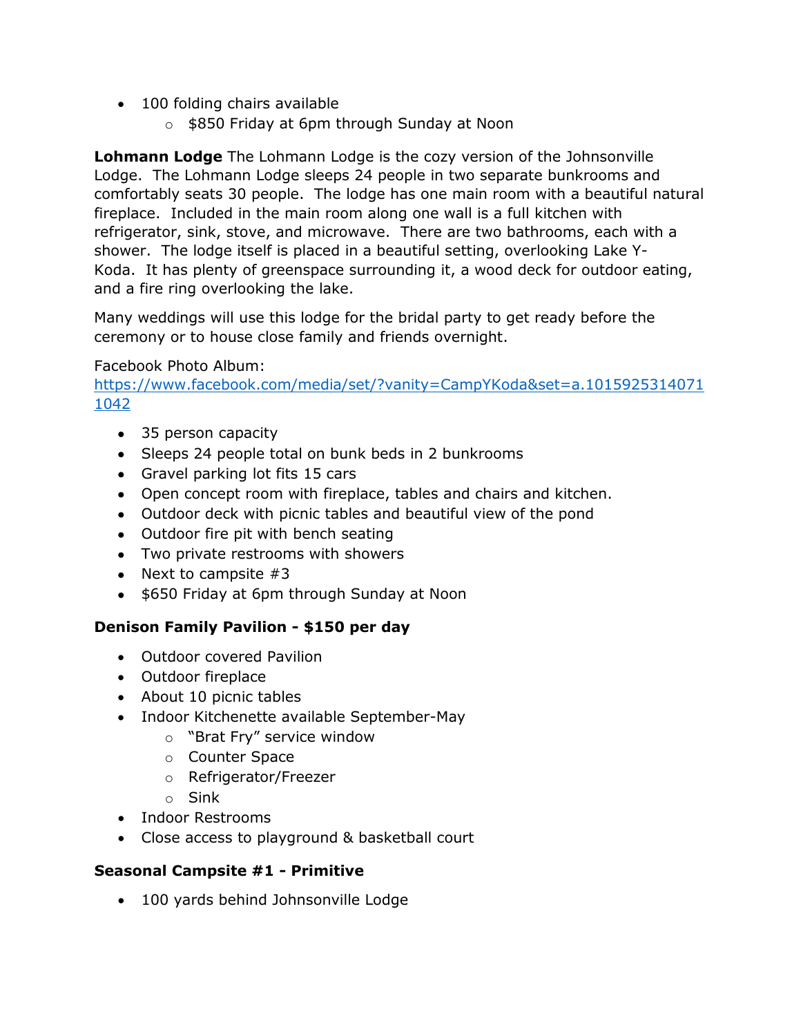- 100 folding chairs available
  - $850 Friday at 6pm through Sunday at Noon

**Lohmann Lodge** The Lohmann Lodge is the cozy version of the Johnsonville Lodge. The Lohmann Lodge sleeps 24 people in two separate bunkrooms and comfortably seats 30 people. The lodge has one main room with a beautiful natural fireplace. Included in the main room along one wall is a full kitchen with refrigerator, sink, stove, and microwave. There are two bathrooms, each with a shower. The lodge itself is placed in a beautiful setting, overlooking Lake Y-Koda. It has plenty of greenspace surrounding it, a wood deck for outdoor eating, and a fire ring overlooking the lake.

Many weddings will use this lodge for the bridal party to get ready before the ceremony or to house close family and friends overnight.

Facebook Photo Album:
https://www.facebook.com/media/set/?vanity=CampYKoda&set=a.10159253140711042

- 35 person capacity
- Sleeps 24 people total on bunk beds in 2 bunkrooms
- Gravel parking lot fits 15 cars
- Open concept room with fireplace, tables and chairs and kitchen.
- Outdoor deck with picnic tables and beautiful view of the pond
- Outdoor fire pit with bench seating
- Two private restrooms with showers
- Next to campsite #3
- $650 Friday at 6pm through Sunday at Noon

**Denison Family Pavilion - $150 per day**

- Outdoor covered Pavilion
- Outdoor fireplace
- About 10 picnic tables
- Indoor Kitchenette available September-May
  - "Brat Fry" service window
  - Counter Space
  - Refrigerator/Freezer
  - Sink
- Indoor Restrooms
- Close access to playground & basketball court

**Seasonal Campsite #1 - Primitive**

- 100 yards behind Johnsonville Lodge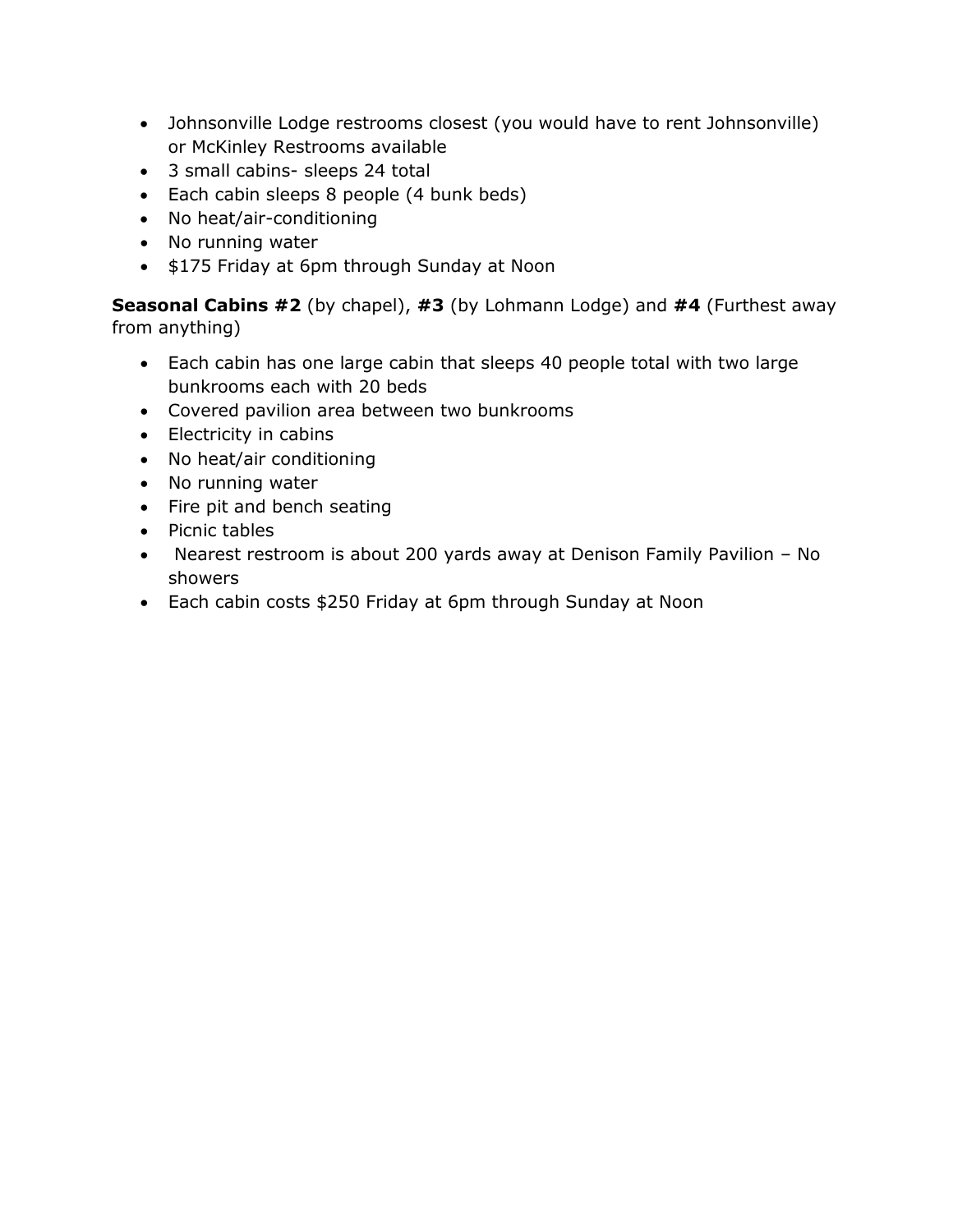- Johnsonville Lodge restrooms closest (you would have to rent Johnsonville) or McKinley Restrooms available
- 3 small cabins- sleeps 24 total
- Each cabin sleeps 8 people (4 bunk beds)
- No heat/air-conditioning
- No running water
- $175 Friday at 6pm through Sunday at Noon

**Seasonal Cabins #2** (by chapel), **#3** (by Lohmann Lodge) and **#4** (Furthest away from anything)

- Each cabin has one large cabin that sleeps 40 people total with two large bunkrooms each with 20 beds
- Covered pavilion area between two bunkrooms
- Electricity in cabins
- No heat/air conditioning
- No running water
- Fire pit and bench seating
- Picnic tables
- Nearest restroom is about 200 yards away at Denison Family Pavilion – No showers
- Each cabin costs $250 Friday at 6pm through Sunday at Noon